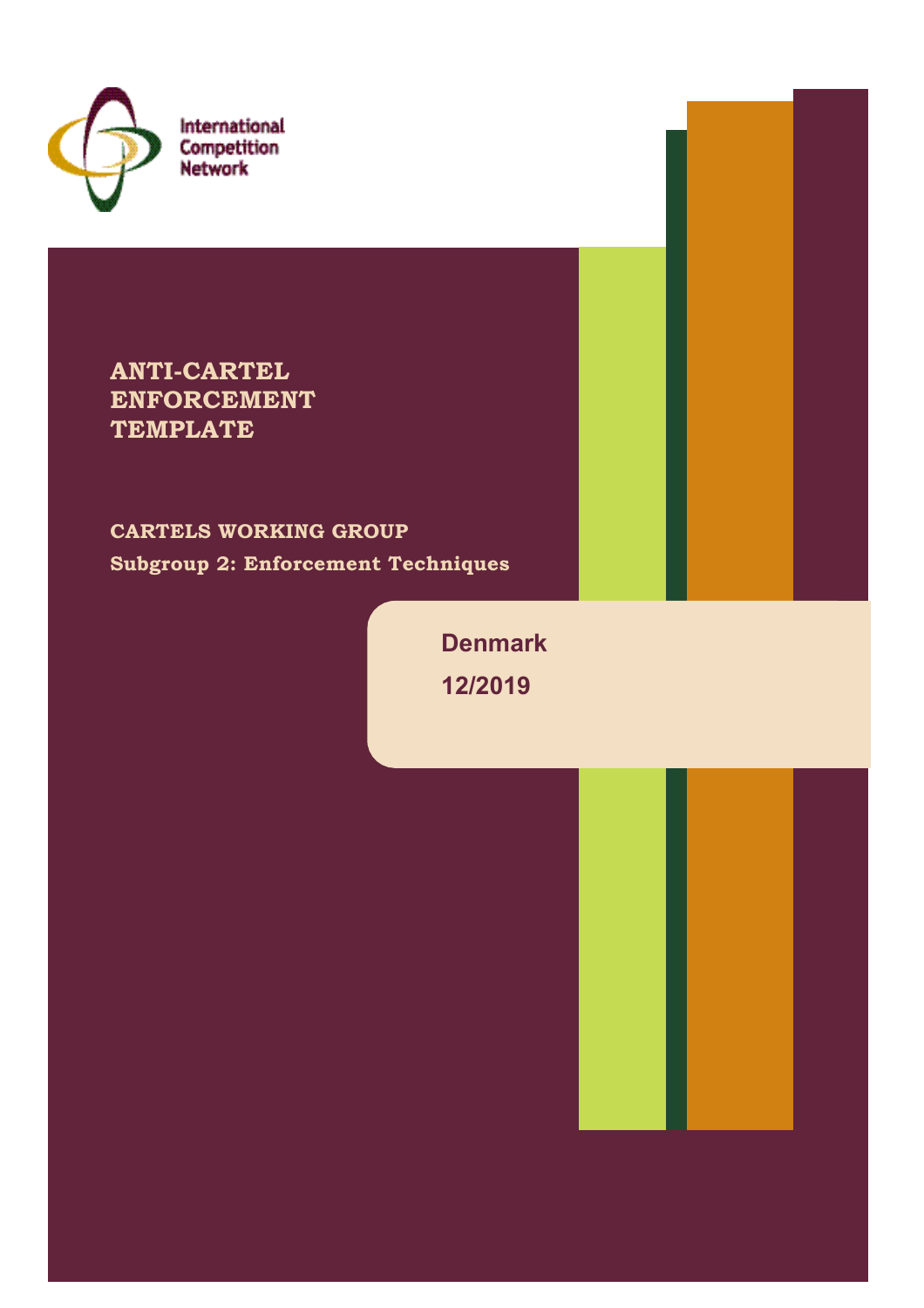International Competition Network

# ANTI-CARTEL ENFORCEMENT TEMPLATE

## CARTELS WORKING GROUP

**Subgroup 2: Enforcement Techniques**

**Denmark**

**12/2019**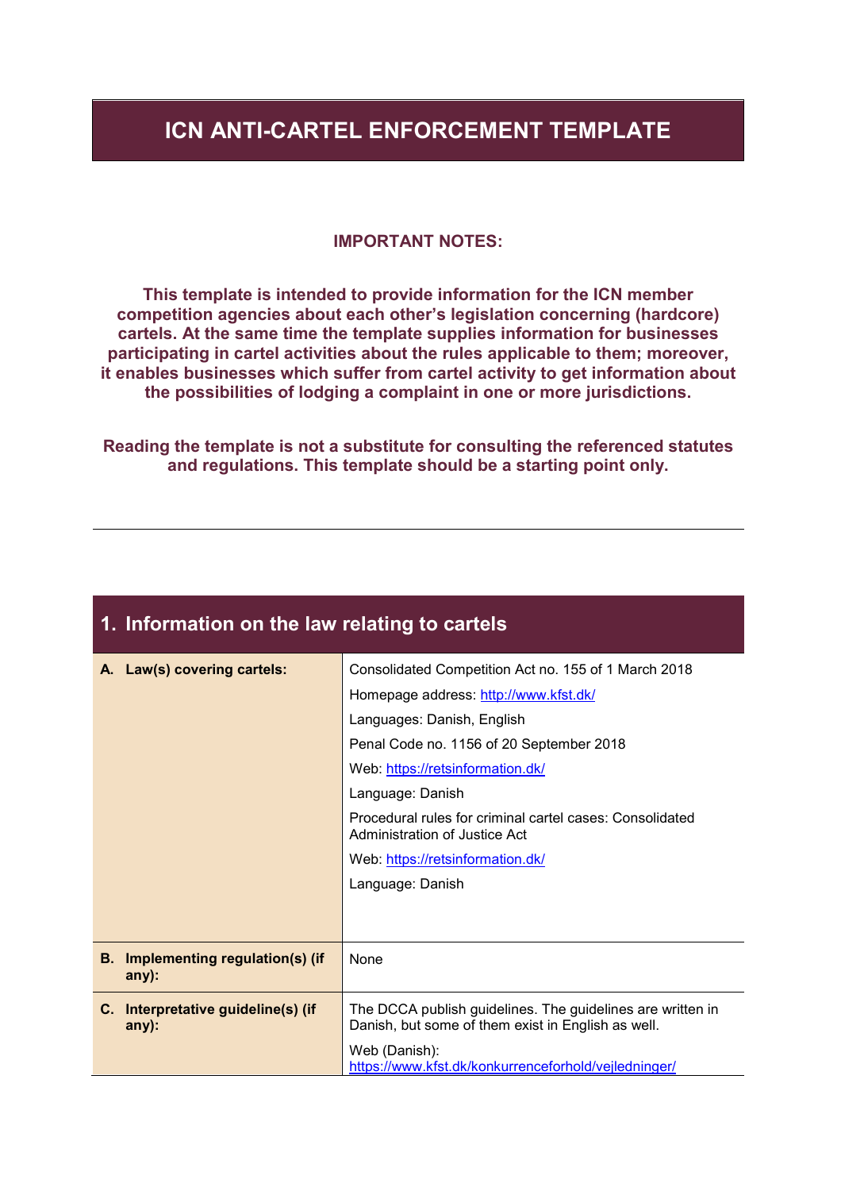# ICN ANTI-CARTEL ENFORCEMENT TEMPLATE

**IMPORTANT NOTES:**

**This template is intended to provide information for the ICN member competition agencies about each other's legislation concerning (hardcore) cartels. At the same time the template supplies information for businesses participating in cartel activities about the rules applicable to them; moreover, it enables businesses which suffer from cartel activity to get information about the possibilities of lodging a complaint in one or more jurisdictions.**

**Reading the template is not a substitute for consulting the referenced statutes and regulations. This template should be a starting point only.**

---

## 1. Information on the law relating to cartels

| | |
|---|---|
| **A. Law(s) covering cartels:** | Consolidated Competition Act no. 155 of 1 March 2018<br>Homepage address: http://www.kfst.dk/<br>Languages: Danish, English<br>Penal Code no. 1156 of 20 September 2018<br>Web: https://retsinformation.dk/<br>Language: Danish<br>Procedural rules for criminal cartel cases: Consolidated Administration of Justice Act<br>Web: https://retsinformation.dk/<br>Language: Danish |
| **B. Implementing regulation(s) (if any):** | None |
| **C. Interpretative guideline(s) (if any):** | The DCCA publish guidelines. The guidelines are written in Danish, but some of them exist in English as well.<br>Web (Danish): https://www.kfst.dk/konkurrenceforhold/vejledninger/ |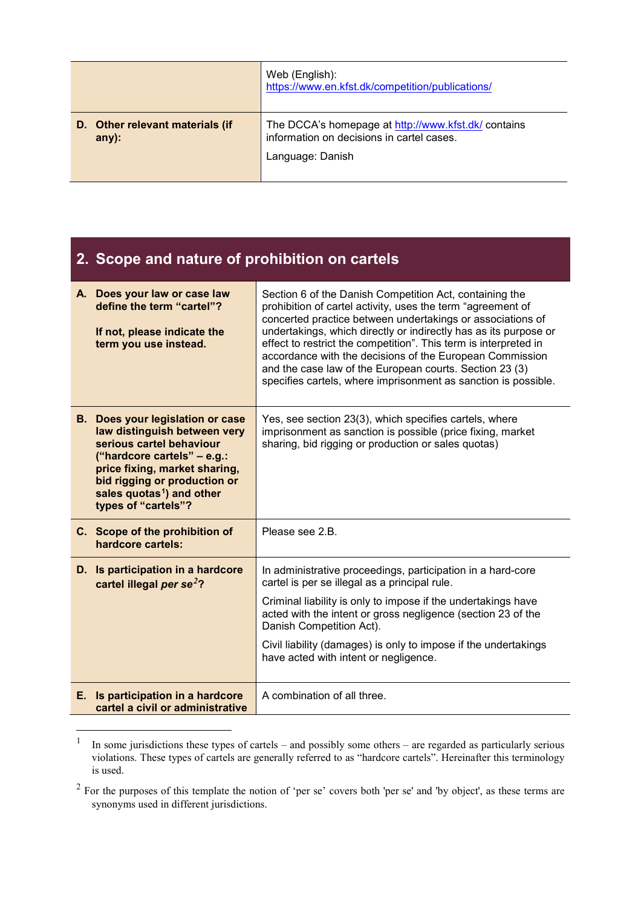| | |
|---|---|
| | Web (English): https://www.en.kfst.dk/competition/publications/ |
| **D. Other relevant materials (if any):** | The DCCA's homepage at http://www.kfst.dk/ contains information on decisions in cartel cases.<br><br>Language: Danish |

## 2. Scope and nature of prohibition on cartels

| | |
|---|---|
| **A. Does your law or case law define the term "cartel"?**<br><br>**If not, please indicate the term you use instead.** | Section 6 of the Danish Competition Act, containing the prohibition of cartel activity, uses the term "agreement of concerted practice between undertakings or associations of undertakings, which directly or indirectly has as its purpose or effect to restrict the competition". This term is interpreted in accordance with the decisions of the European Commission and the case law of the European courts. Section 23 (3) specifies cartels, where imprisonment as sanction is possible. |
| **B. Does your legislation or case law distinguish between very serious cartel behaviour ("hardcore cartels" – e.g.: price fixing, market sharing, bid rigging or production or sales quotas[1]) and other types of "cartels"?** | Yes, see section 23(3), which specifies cartels, where imprisonment as sanction is possible (price fixing, market sharing, bid rigging or production or sales quotas) |
| **C. Scope of the prohibition of hardcore cartels:** | Please see 2.B. |
| **D. Is participation in a hardcore cartel illegal *per se*[2]?** | In administrative proceedings, participation in a hard-core cartel is per se illegal as a principal rule.<br><br>Criminal liability is only to impose if the undertakings have acted with the intent or gross negligence (section 23 of the Danish Competition Act).<br><br>Civil liability (damages) is only to impose if the undertakings have acted with intent or negligence. |
| **E. Is participation in a hardcore cartel a civil or administrative** | A combination of all three. |

[1] In some jurisdictions these types of cartels – and possibly some others – are regarded as particularly serious violations. These types of cartels are generally referred to as "hardcore cartels". Hereinafter this terminology is used.

[2] For the purposes of this template the notion of 'per se' covers both 'per se' and 'by object', as these terms are synonyms used in different jurisdictions.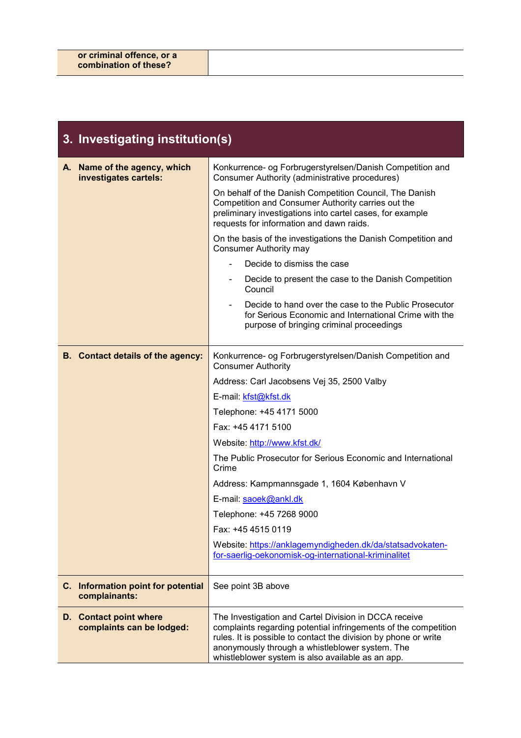| or criminal offence, or a combination of these? | |
|---|---|

## 3. Investigating institution(s)

| | |
|---|---|
| **A. Name of the agency, which investigates cartels:** | Konkurrence- og Forbrugerstyrelsen/Danish Competition and Consumer Authority (administrative procedures)<br><br>On behalf of the Danish Competition Council, The Danish Competition and Consumer Authority carries out the preliminary investigations into cartel cases, for example requests for information and dawn raids.<br><br>On the basis of the investigations the Danish Competition and Consumer Authority may<br>- Decide to dismiss the case<br>- Decide to present the case to the Danish Competition Council<br>- Decide to hand over the case to the Public Prosecutor for Serious Economic and International Crime with the purpose of bringing criminal proceedings |
| **B. Contact details of the agency:** | Konkurrence- og Forbrugerstyrelsen/Danish Competition and Consumer Authority<br><br>Address: Carl Jacobsens Vej 35, 2500 Valby<br><br>E-mail: kfst@kfst.dk<br><br>Telephone: +45 4171 5000<br><br>Fax: +45 4171 5100<br><br>Website: http://www.kfst.dk/<br><br>The Public Prosecutor for Serious Economic and International Crime<br><br>Address: Kampmannsgade 1, 1604 København V<br><br>E-mail: saoek@ankl.dk<br><br>Telephone: +45 7268 9000<br><br>Fax: +45 4515 0119<br><br>Website: https://anklagemyndigheden.dk/da/statsadvokaten-for-saerlig-oekonomisk-og-international-kriminalitet |
| **C. Information point for potential complainants:** | See point 3B above |
| **D. Contact point where complaints can be lodged:** | The Investigation and Cartel Division in DCCA receive complaints regarding potential infringements of the competition rules. It is possible to contact the division by phone or write anonymously through a whistleblower system. The whistleblower system is also available as an app. |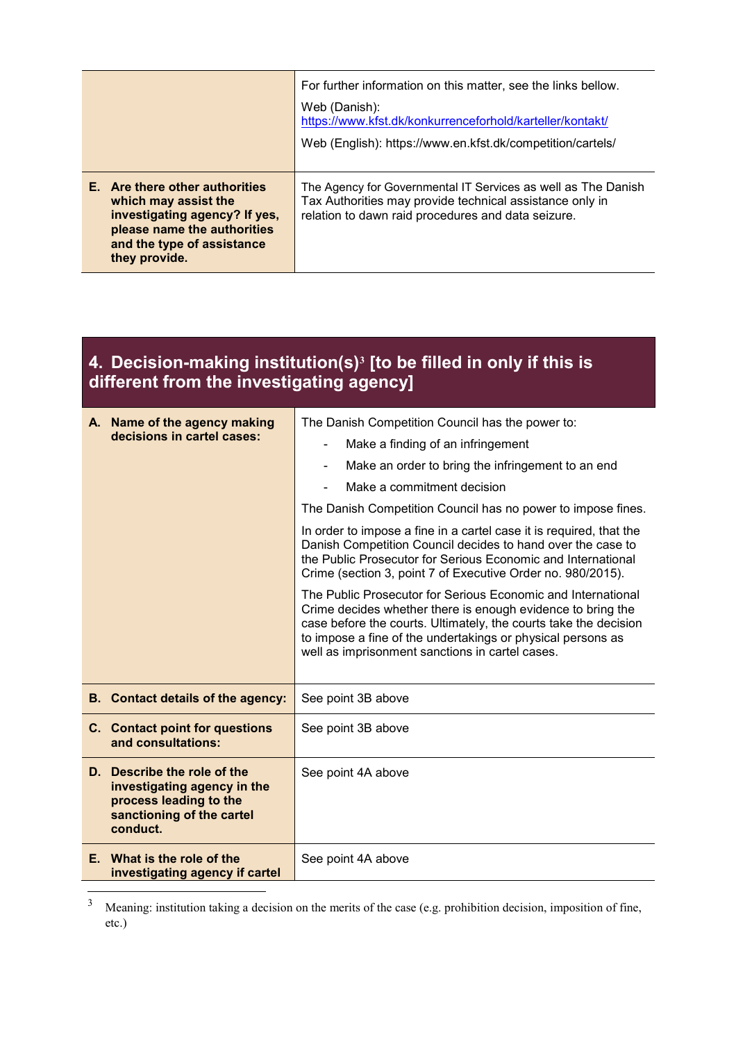| | |
|---|---|
| | For further information on this matter, see the links bellow.<br><br>Web (Danish): https://www.kfst.dk/konkurrenceforhold/karteller/kontakt/<br><br>Web (English): https://www.en.kfst.dk/competition/cartels/ |
| **E. Are there other authorities which may assist the investigating agency? If yes, please name the authorities and the type of assistance they provide.** | The Agency for Governmental IT Services as well as The Danish Tax Authorities may provide technical assistance only in relation to dawn raid procedures and data seizure. |

## 4. Decision-making institution(s)[3] [to be filled in only if this is different from the investigating agency]

| | |
|---|---|
| **A. Name of the agency making decisions in cartel cases:** | The Danish Competition Council has the power to:<br>- Make a finding of an infringement<br>- Make an order to bring the infringement to an end<br>- Make a commitment decision<br><br>The Danish Competition Council has no power to impose fines.<br><br>In order to impose a fine in a cartel case it is required, that the Danish Competition Council decides to hand over the case to the Public Prosecutor for Serious Economic and International Crime (section 3, point 7 of Executive Order no. 980/2015).<br><br>The Public Prosecutor for Serious Economic and International Crime decides whether there is enough evidence to bring the case before the courts. Ultimately, the courts take the decision to impose a fine of the undertakings or physical persons as well as imprisonment sanctions in cartel cases. |
| **B. Contact details of the agency:** | See point 3B above |
| **C. Contact point for questions and consultations:** | See point 3B above |
| **D. Describe the role of the investigating agency in the process leading to the sanctioning of the cartel conduct.** | See point 4A above |
| **E. What is the role of the investigating agency if cartel** | See point 4A above |

[3] Meaning: institution taking a decision on the merits of the case (e.g. prohibition decision, imposition of fine, etc.)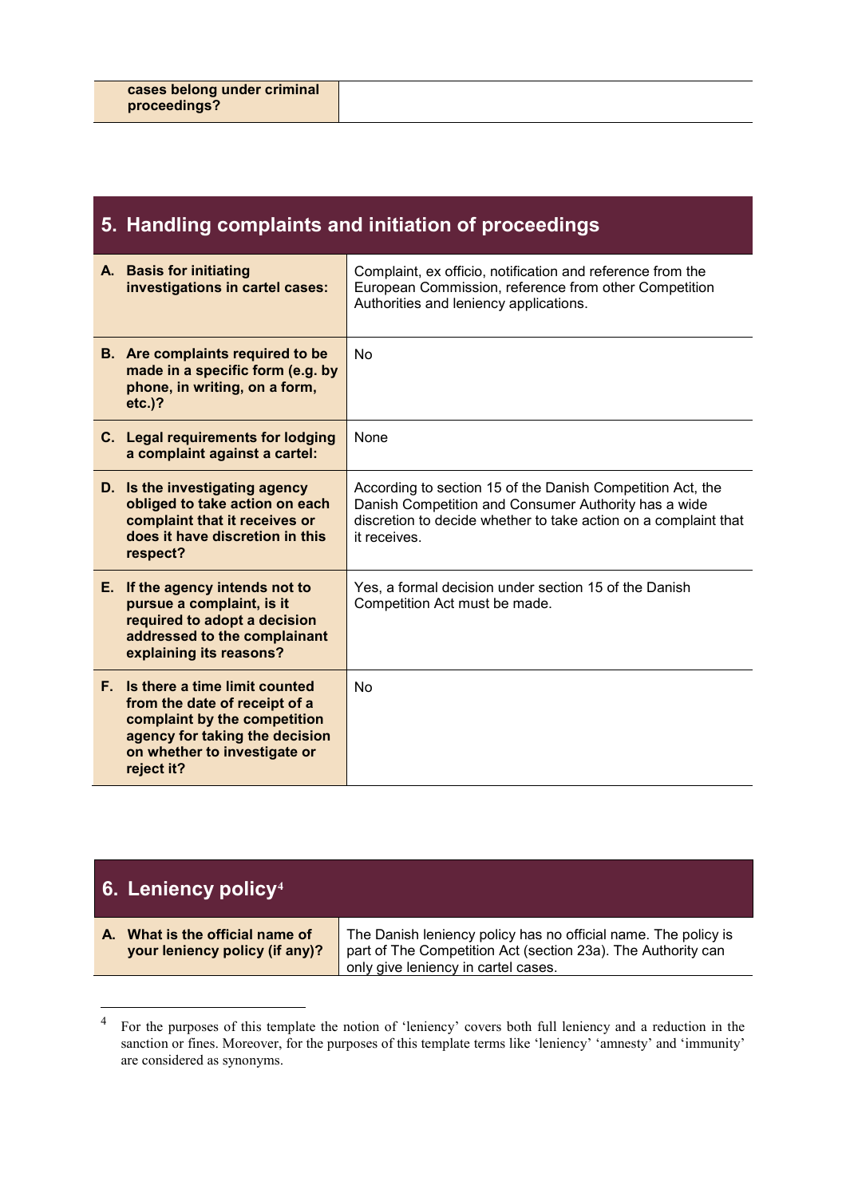| **cases belong under criminal proceedings?** | |
|---|---|

## 5. Handling complaints and initiation of proceedings

| | |
|---|---|
| **A. Basis for initiating investigations in cartel cases:** | Complaint, ex officio, notification and reference from the European Commission, reference from other Competition Authorities and leniency applications. |
| **B. Are complaints required to be made in a specific form (e.g. by phone, in writing, on a form, etc.)?** | No |
| **C. Legal requirements for lodging a complaint against a cartel:** | None |
| **D. Is the investigating agency obliged to take action on each complaint that it receives or does it have discretion in this respect?** | According to section 15 of the Danish Competition Act, the Danish Competition and Consumer Authority has a wide discretion to decide whether to take action on a complaint that it receives. |
| **E. If the agency intends not to pursue a complaint, is it required to adopt a decision addressed to the complainant explaining its reasons?** | Yes, a formal decision under section 15 of the Danish Competition Act must be made. |
| **F. Is there a time limit counted from the date of receipt of a complaint by the competition agency for taking the decision on whether to investigate or reject it?** | No |

## 6. Leniency policy[4]

| | |
|---|---|
| **A. What is the official name of your leniency policy (if any)?** | The Danish leniency policy has no official name. The policy is part of The Competition Act (section 23a). The Authority can only give leniency in cartel cases. |

[4] For the purposes of this template the notion of 'leniency' covers both full leniency and a reduction in the sanction or fines. Moreover, for the purposes of this template terms like 'leniency' 'amnesty' and 'immunity' are considered as synonyms.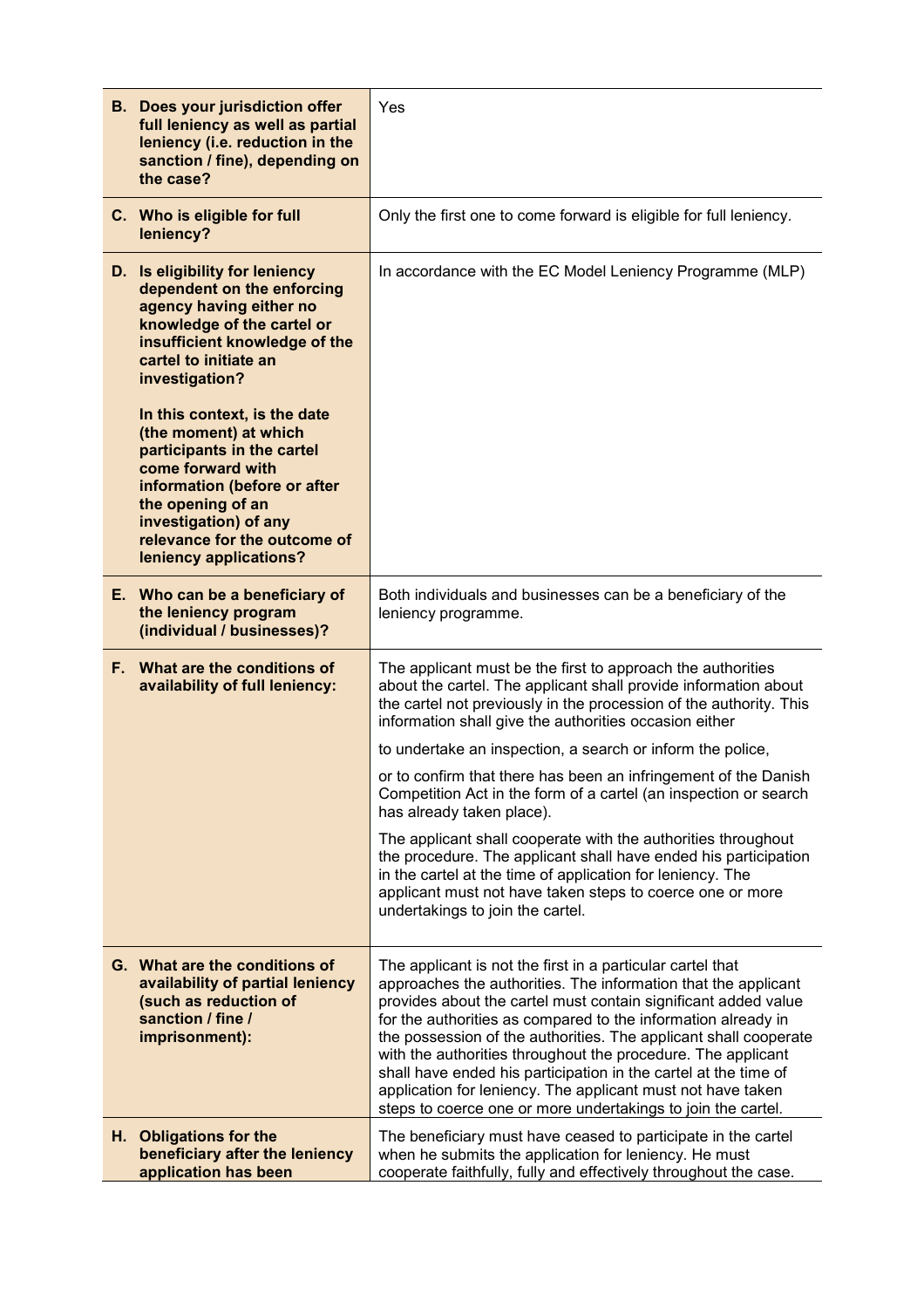| | |
|---|---|
| **B. Does your jurisdiction offer full leniency as well as partial leniency (i.e. reduction in the sanction / fine), depending on the case?** | Yes |
| **C. Who is eligible for full leniency?** | Only the first one to come forward is eligible for full leniency. |
| **D. Is eligibility for leniency dependent on the enforcing agency having either no knowledge of the cartel or insufficient knowledge of the cartel to initiate an investigation?**<br><br>**In this context, is the date (the moment) at which participants in the cartel come forward with information (before or after the opening of an investigation) of any relevance for the outcome of leniency applications?** | In accordance with the EC Model Leniency Programme (MLP) |
| **E. Who can be a beneficiary of the leniency program (individual / businesses)?** | Both individuals and businesses can be a beneficiary of the leniency programme. |
| **F. What are the conditions of availability of full leniency:** | The applicant must be the first to approach the authorities about the cartel. The applicant shall provide information about the cartel not previously in the procession of the authority. This information shall give the authorities occasion either<br><br>to undertake an inspection, a search or inform the police,<br><br>or to confirm that there has been an infringement of the Danish Competition Act in the form of a cartel (an inspection or search has already taken place).<br><br>The applicant shall cooperate with the authorities throughout the procedure. The applicant shall have ended his participation in the cartel at the time of application for leniency. The applicant must not have taken steps to coerce one or more undertakings to join the cartel. |
| **G. What are the conditions of availability of partial leniency (such as reduction of sanction / fine / imprisonment):** | The applicant is not the first in a particular cartel that approaches the authorities. The information that the applicant provides about the cartel must contain significant added value for the authorities as compared to the information already in the possession of the authorities. The applicant shall cooperate with the authorities throughout the procedure. The applicant shall have ended his participation in the cartel at the time of application for leniency. The applicant must not have taken steps to coerce one or more undertakings to join the cartel. |
| **H. Obligations for the beneficiary after the leniency application has been** | The beneficiary must have ceased to participate in the cartel when he submits the application for leniency. He must cooperate faithfully, fully and effectively throughout the case. |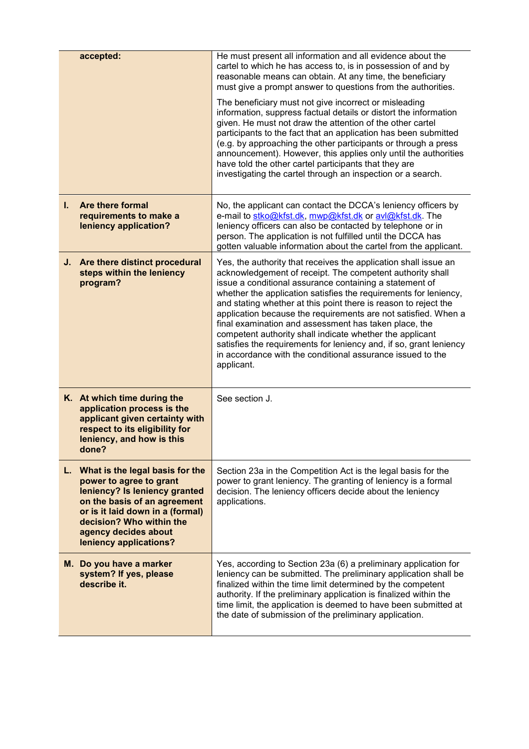| | |
|---|---|
| **accepted:** | He must present all information and all evidence about the cartel to which he has access to, is in possession of and by reasonable means can obtain. At any time, the beneficiary must give a prompt answer to questions from the authorities.<br><br>The beneficiary must not give incorrect or misleading information, suppress factual details or distort the information given. He must not draw the attention of the other cartel participants to the fact that an application has been submitted (e.g. by approaching the other participants or through a press announcement). However, this applies only until the authorities have told the other cartel participants that they are investigating the cartel through an inspection or a search. |
| **I. Are there formal requirements to make a leniency application?** | No, the applicant can contact the DCCA's leniency officers by e-mail to stko@kfst.dk, mwp@kfst.dk or avl@kfst.dk. The leniency officers can also be contacted by telephone or in person. The application is not fulfilled until the DCCA has gotten valuable information about the cartel from the applicant. |
| **J. Are there distinct procedural steps within the leniency program?** | Yes, the authority that receives the application shall issue an acknowledgement of receipt. The competent authority shall issue a conditional assurance containing a statement of whether the application satisfies the requirements for leniency, and stating whether at this point there is reason to reject the application because the requirements are not satisfied. When a final examination and assessment has taken place, the competent authority shall indicate whether the applicant satisfies the requirements for leniency and, if so, grant leniency in accordance with the conditional assurance issued to the applicant. |
| **K. At which time during the application process is the applicant given certainty with respect to its eligibility for leniency, and how is this done?** | See section J. |
| **L. What is the legal basis for the power to agree to grant leniency? Is leniency granted on the basis of an agreement or is it laid down in a (formal) decision? Who within the agency decides about leniency applications?** | Section 23a in the Competition Act is the legal basis for the power to grant leniency. The granting of leniency is a formal decision. The leniency officers decide about the leniency applications. |
| **M. Do you have a marker system? If yes, please describe it.** | Yes, according to Section 23a (6) a preliminary application for leniency can be submitted. The preliminary application shall be finalized within the time limit determined by the competent authority. If the preliminary application is finalized within the time limit, the application is deemed to have been submitted at the date of submission of the preliminary application. |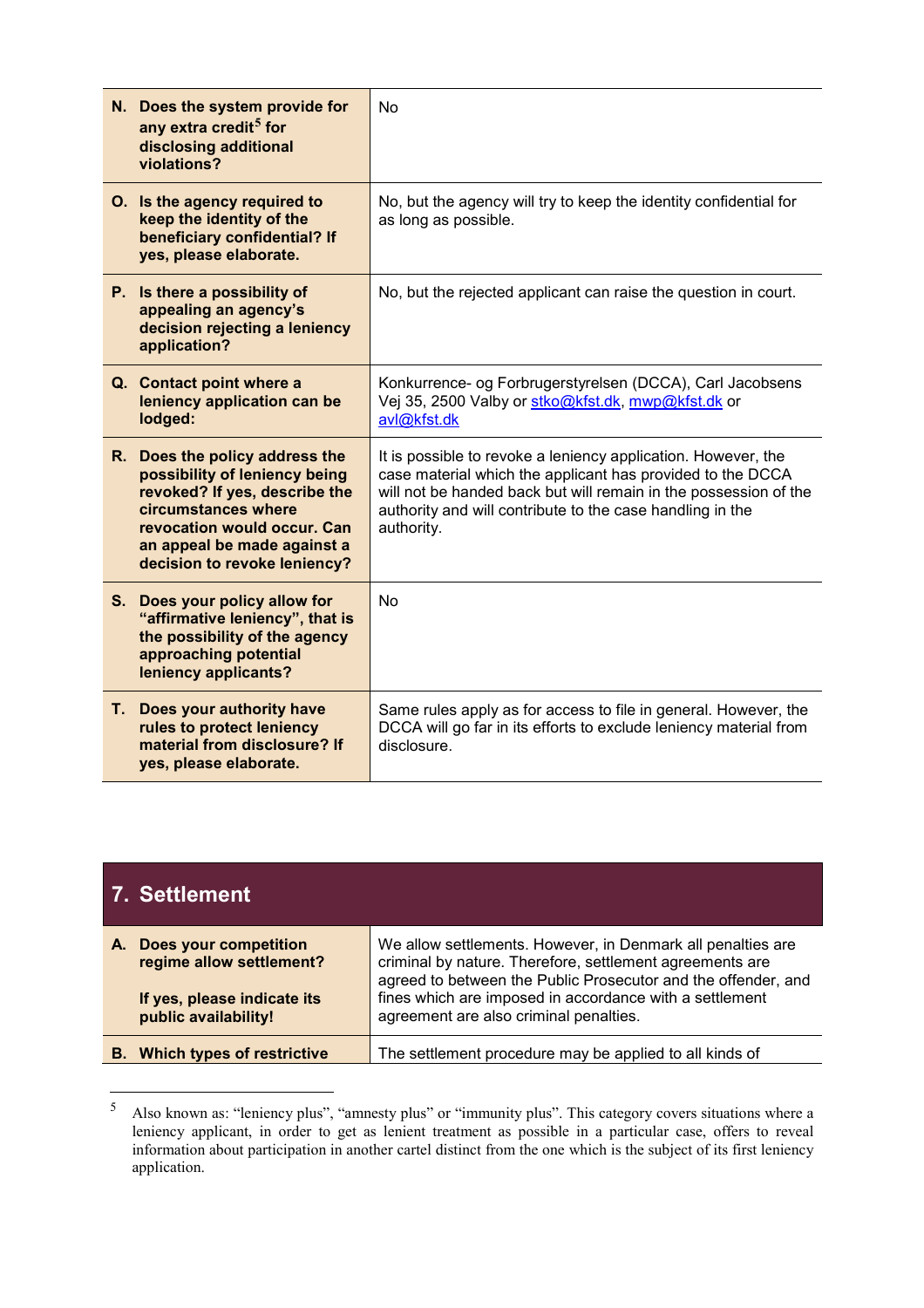| | |
|---|---|
| **N. Does the system provide for any extra credit[5] for disclosing additional violations?** | No |
| **O. Is the agency required to keep the identity of the beneficiary confidential? If yes, please elaborate.** | No, but the agency will try to keep the identity confidential for as long as possible. |
| **P. Is there a possibility of appealing an agency's decision rejecting a leniency application?** | No, but the rejected applicant can raise the question in court. |
| **Q. Contact point where a leniency application can be lodged:** | Konkurrence- og Forbrugerstyrelsen (DCCA), Carl Jacobsens Vej 35, 2500 Valby or stko@kfst.dk, mwp@kfst.dk or avl@kfst.dk |
| **R. Does the policy address the possibility of leniency being revoked? If yes, describe the circumstances where revocation would occur. Can an appeal be made against a decision to revoke leniency?** | It is possible to revoke a leniency application. However, the case material which the applicant has provided to the DCCA will not be handed back but will remain in the possession of the authority and will contribute to the case handling in the authority. |
| **S. Does your policy allow for "affirmative leniency", that is the possibility of the agency approaching potential leniency applicants?** | No |
| **T. Does your authority have rules to protect leniency material from disclosure? If yes, please elaborate.** | Same rules apply as for access to file in general. However, the DCCA will go far in its efforts to exclude leniency material from disclosure. |

## 7. Settlement

| | |
|---|---|
| **A. Does your competition regime allow settlement?**<br><br>**If yes, please indicate its public availability!** | We allow settlements. However, in Denmark all penalties are criminal by nature. Therefore, settlement agreements are agreed to between the Public Prosecutor and the offender, and fines which are imposed in accordance with a settlement agreement are also criminal penalties. |
| **B. Which types of restrictive** | The settlement procedure may be applied to all kinds of |

[5] Also known as: "leniency plus", "amnesty plus" or "immunity plus". This category covers situations where a leniency applicant, in order to get as lenient treatment as possible in a particular case, offers to reveal information about participation in another cartel distinct from the one which is the subject of its first leniency application.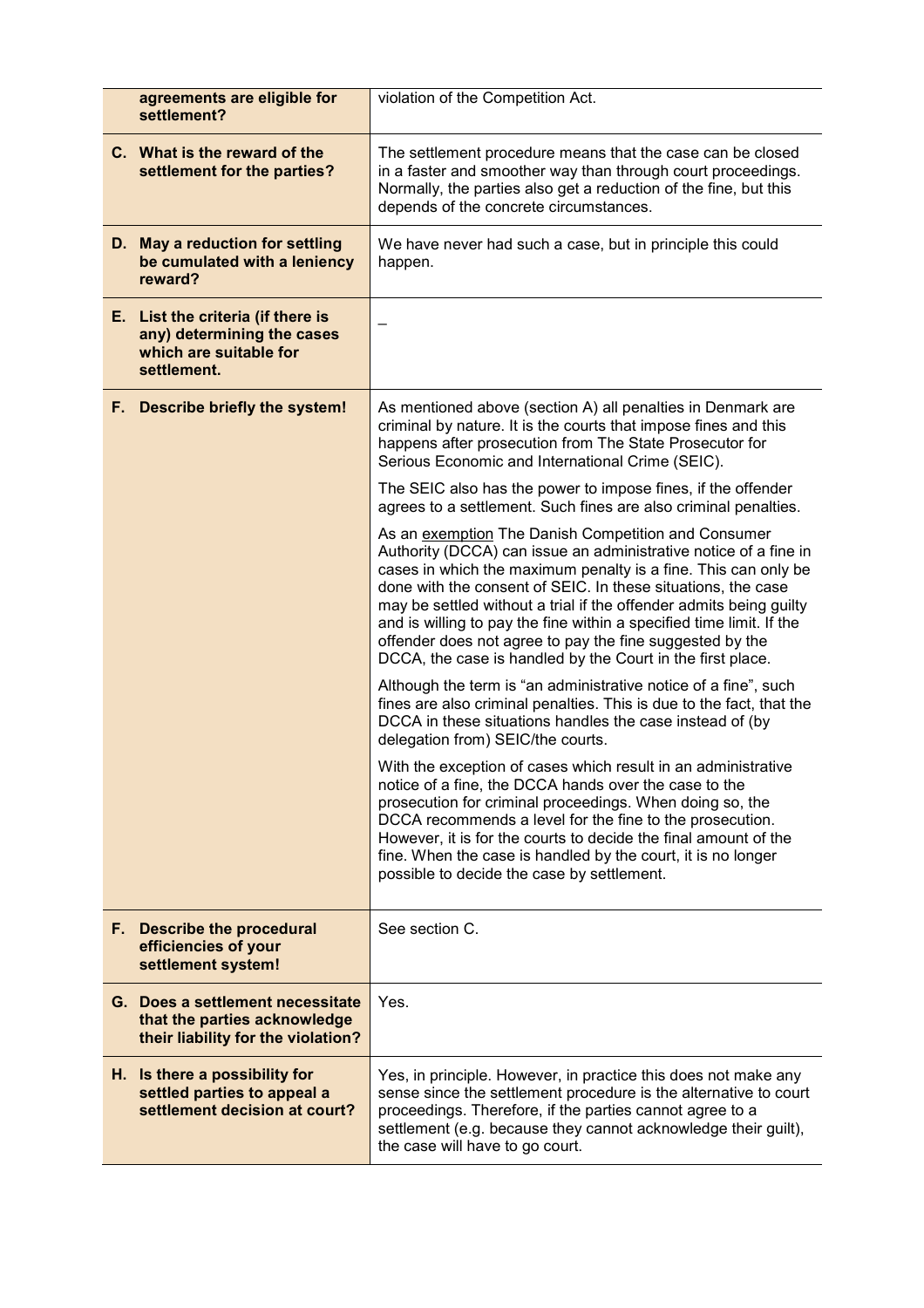| | |
|---|---|
| **agreements are eligible for settlement?** | violation of the Competition Act. |
| **C. What is the reward of the settlement for the parties?** | The settlement procedure means that the case can be closed in a faster and smoother way than through court proceedings. Normally, the parties also get a reduction of the fine, but this depends of the concrete circumstances. |
| **D. May a reduction for settling be cumulated with a leniency reward?** | We have never had such a case, but in principle this could happen. |
| **E. List the criteria (if there is any) determining the cases which are suitable for settlement.** | – |
| **F. Describe briefly the system!** | As mentioned above (section A) all penalties in Denmark are criminal by nature. It is the courts that impose fines and this happens after prosecution from The State Prosecutor for Serious Economic and International Crime (SEIC).<br><br>The SEIC also has the power to impose fines, if the offender agrees to a settlement. Such fines are also criminal penalties.<br><br>As an <u>exemption</u> The Danish Competition and Consumer Authority (DCCA) can issue an administrative notice of a fine in cases in which the maximum penalty is a fine. This can only be done with the consent of SEIC. In these situations, the case may be settled without a trial if the offender admits being guilty and is willing to pay the fine within a specified time limit. If the offender does not agree to pay the fine suggested by the DCCA, the case is handled by the Court in the first place.<br><br>Although the term is "an administrative notice of a fine", such fines are also criminal penalties. This is due to the fact, that the DCCA in these situations handles the case instead of (by delegation from) SEIC/the courts.<br><br>With the exception of cases which result in an administrative notice of a fine, the DCCA hands over the case to the prosecution for criminal proceedings. When doing so, the DCCA recommends a level for the fine to the prosecution. However, it is for the courts to decide the final amount of the fine. When the case is handled by the court, it is no longer possible to decide the case by settlement. |
| **F. Describe the procedural efficiencies of your settlement system!** | See section C. |
| **G. Does a settlement necessitate that the parties acknowledge their liability for the violation?** | Yes. |
| **H. Is there a possibility for settled parties to appeal a settlement decision at court?** | Yes, in principle. However, in practice this does not make any sense since the settlement procedure is the alternative to court proceedings. Therefore, if the parties cannot agree to a settlement (e.g. because they cannot acknowledge their guilt), the case will have to go court. |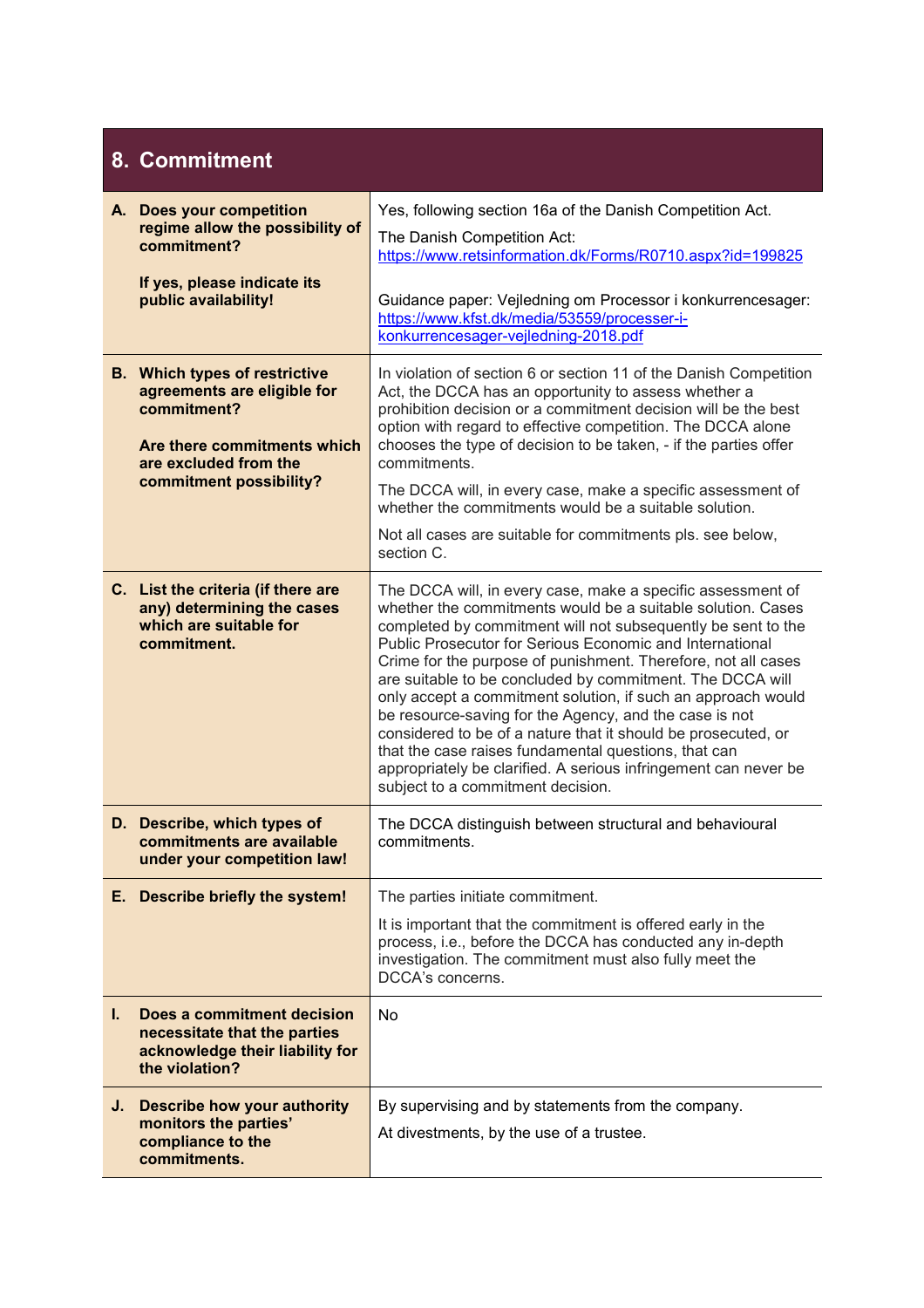## 8. Commitment

| Question | Answer |
|---|---|
| **A. Does your competition regime allow the possibility of commitment?**<br><br>**If yes, please indicate its public availability!** | Yes, following section 16a of the Danish Competition Act.<br><br>The Danish Competition Act: [https://www.retsinformation.dk/Forms/R0710.aspx?id=199825](https://www.retsinformation.dk/Forms/R0710.aspx?id=199825)<br><br>Guidance paper: Vejledning om Processor i konkurrencesager: [https://www.kfst.dk/media/53559/processer-i-konkurrencesager-vejledning-2018.pdf](https://www.kfst.dk/media/53559/processer-i-konkurrencesager-vejledning-2018.pdf) |
| **B. Which types of restrictive agreements are eligible for commitment?**<br><br>**Are there commitments which are excluded from the commitment possibility?** | In violation of section 6 or section 11 of the Danish Competition Act, the DCCA has an opportunity to assess whether a prohibition decision or a commitment decision will be the best option with regard to effective competition. The DCCA alone chooses the type of decision to be taken, - if the parties offer commitments.<br><br>The DCCA will, in every case, make a specific assessment of whether the commitments would be a suitable solution.<br><br>Not all cases are suitable for commitments pls. see below, section C. |
| **C. List the criteria (if there are any) determining the cases which are suitable for commitment.** | The DCCA will, in every case, make a specific assessment of whether the commitments would be a suitable solution. Cases completed by commitment will not subsequently be sent to the Public Prosecutor for Serious Economic and International Crime for the purpose of punishment. Therefore, not all cases are suitable to be concluded by commitment. The DCCA will only accept a commitment solution, if such an approach would be resource-saving for the Agency, and the case is not considered to be of a nature that it should be prosecuted, or that the case raises fundamental questions, that can appropriately be clarified. A serious infringement can never be subject to a commitment decision. |
| **D. Describe, which types of commitments are available under your competition law!** | The DCCA distinguish between structural and behavioural commitments. |
| **E. Describe briefly the system!** | The parties initiate commitment.<br><br>It is important that the commitment is offered early in the process, i.e., before the DCCA has conducted any in-depth investigation. The commitment must also fully meet the DCCA's concerns. |
| **I. Does a commitment decision necessitate that the parties acknowledge their liability for the violation?** | No |
| **J. Describe how your authority monitors the parties' compliance to the commitments.** | By supervising and by statements from the company.<br><br>At divestments, by the use of a trustee. |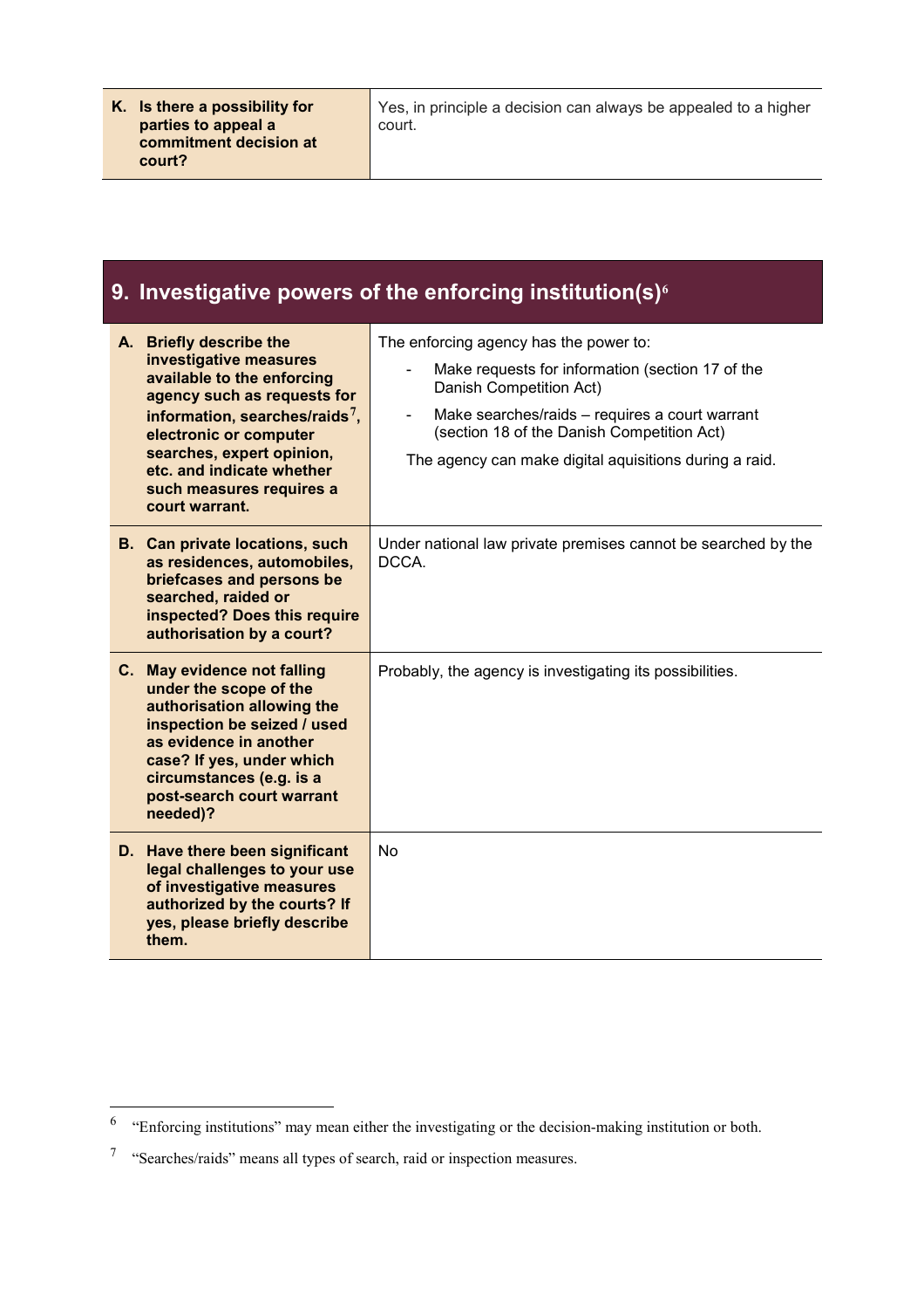| K. Is there a possibility for parties to appeal a commitment decision at court? | Yes, in principle a decision can always be appealed to a higher court. |
| --- | --- |

## 9. Investigative powers of the enforcing institution(s)[6]

| | |
| --- | --- |
| **A. Briefly describe the investigative measures available to the enforcing agency such as requests for information, searches/raids[7], electronic or computer searches, expert opinion, etc. and indicate whether such measures requires a court warrant.** | The enforcing agency has the power to:<br>- Make requests for information (section 17 of the Danish Competition Act)<br>- Make searches/raids – requires a court warrant (section 18 of the Danish Competition Act)<br>The agency can make digital aquisitions during a raid. |
| **B. Can private locations, such as residences, automobiles, briefcases and persons be searched, raided or inspected? Does this require authorisation by a court?** | Under national law private premises cannot be searched by the DCCA. |
| **C. May evidence not falling under the scope of the authorisation allowing the inspection be seized / used as evidence in another case? If yes, under which circumstances (e.g. is a post-search court warrant needed)?** | Probably, the agency is investigating its possibilities. |
| **D. Have there been significant legal challenges to your use of investigative measures authorized by the courts? If yes, please briefly describe them.** | No |

[6] "Enforcing institutions" may mean either the investigating or the decision-making institution or both.

[7] "Searches/raids" means all types of search, raid or inspection measures.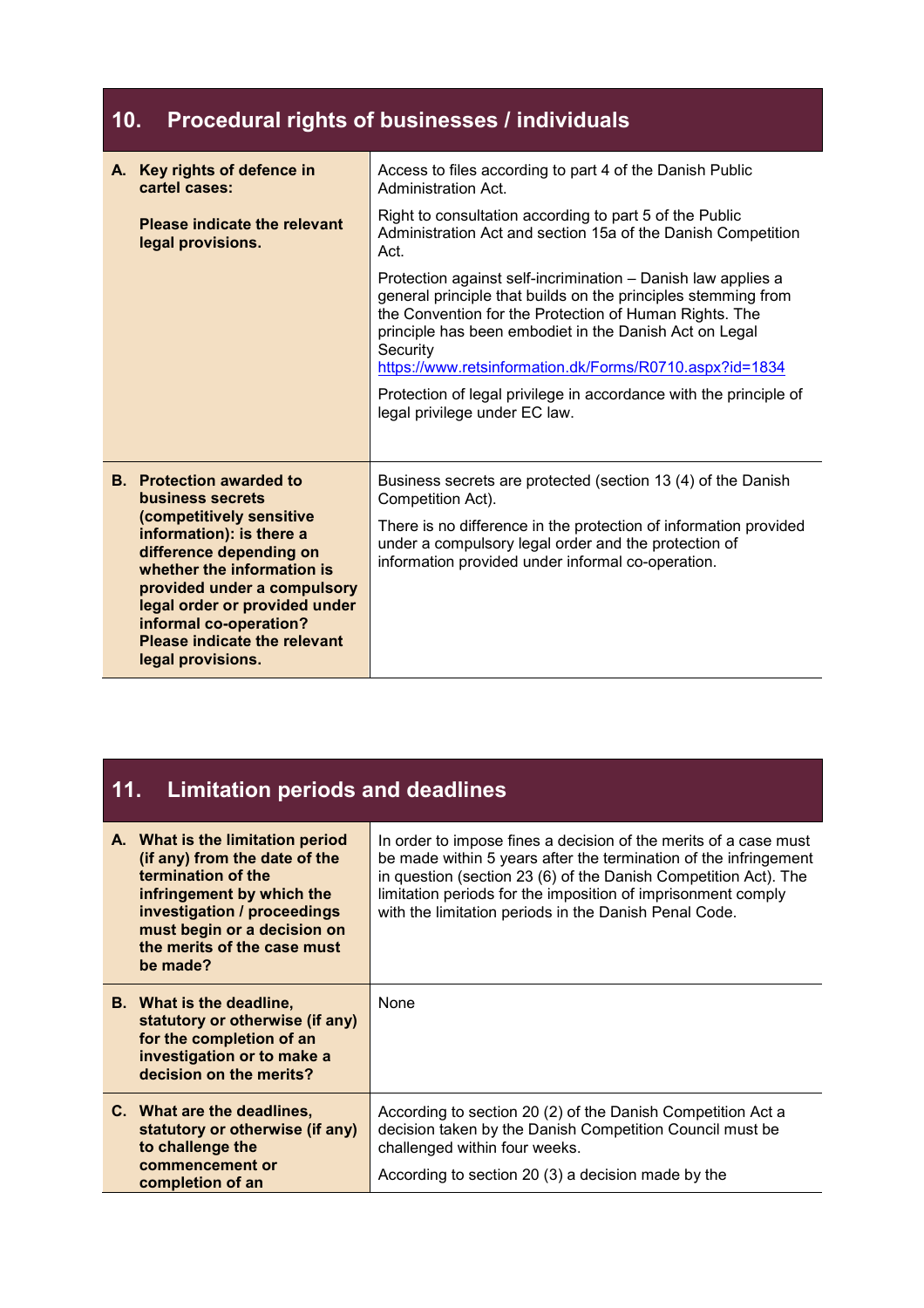## 10. Procedural rights of businesses / individuals

| | |
|---|---|
| **A. Key rights of defence in cartel cases:**<br><br>**Please indicate the relevant legal provisions.** | Access to files according to part 4 of the Danish Public Administration Act.<br><br>Right to consultation according to part 5 of the Public Administration Act and section 15a of the Danish Competition Act.<br><br>Protection against self-incrimination – Danish law applies a general principle that builds on the principles stemming from the Convention for the Protection of Human Rights. The principle has been embodiet in the Danish Act on Legal Security https://www.retsinformation.dk/Forms/R0710.aspx?id=1834<br><br>Protection of legal privilege in accordance with the principle of legal privilege under EC law. |
| **B. Protection awarded to business secrets (competitively sensitive information): is there a difference depending on whether the information is provided under a compulsory legal order or provided under informal co-operation? Please indicate the relevant legal provisions.** | Business secrets are protected (section 13 (4) of the Danish Competition Act).<br><br>There is no difference in the protection of information provided under a compulsory legal order and the protection of information provided under informal co-operation. |

## 11. Limitation periods and deadlines

| | |
|---|---|
| **A. What is the limitation period (if any) from the date of the termination of the infringement by which the investigation / proceedings must begin or a decision on the merits of the case must be made?** | In order to impose fines a decision of the merits of a case must be made within 5 years after the termination of the infringement in question (section 23 (6) of the Danish Competition Act). The limitation periods for the imposition of imprisonment comply with the limitation periods in the Danish Penal Code. |
| **B. What is the deadline, statutory or otherwise (if any) for the completion of an investigation or to make a decision on the merits?** | None |
| **C. What are the deadlines, statutory or otherwise (if any) to challenge the commencement or completion of an** | According to section 20 (2) of the Danish Competition Act a decision taken by the Danish Competition Council must be challenged within four weeks.<br><br>According to section 20 (3) a decision made by the |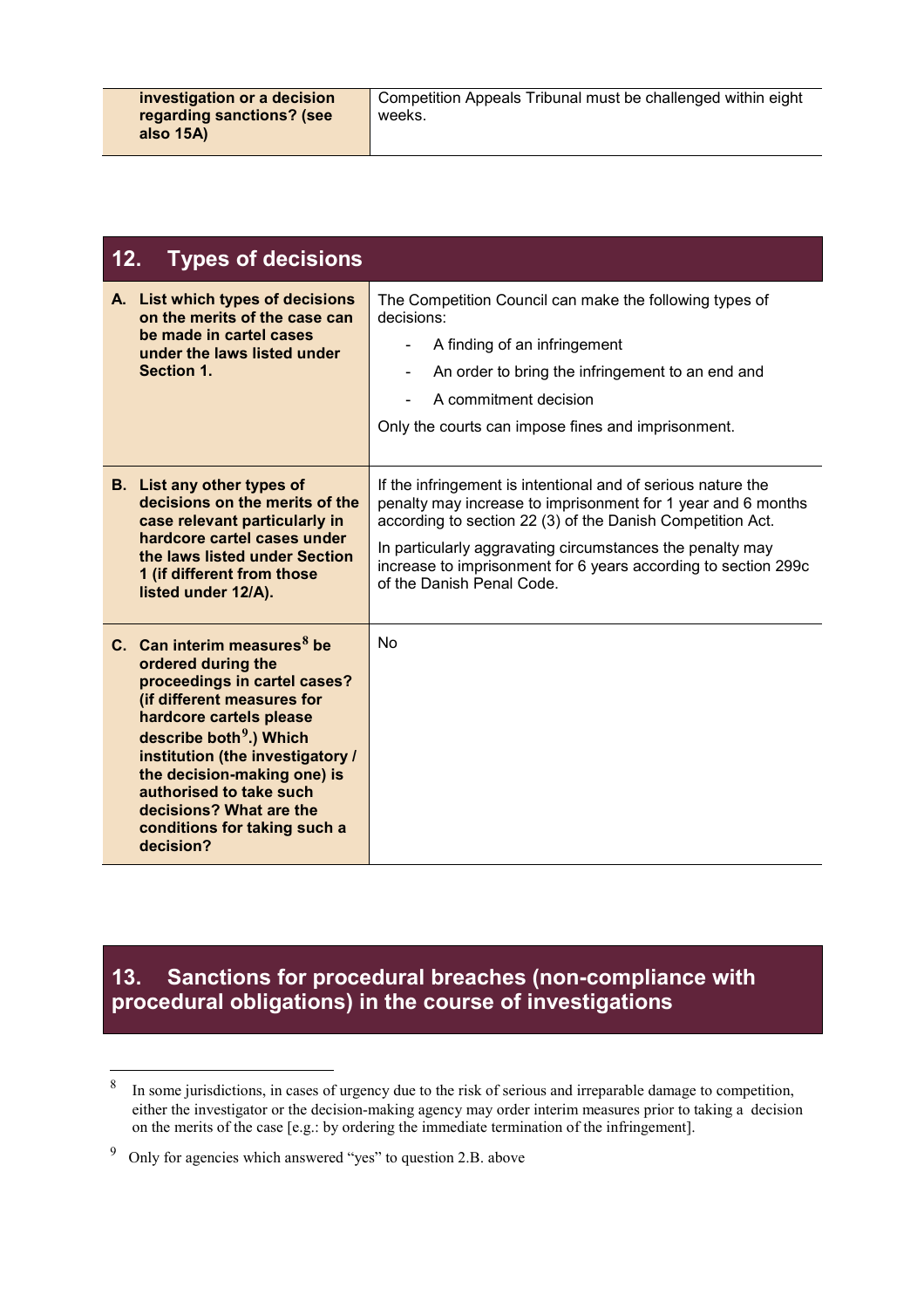| investigation or a decision regarding sanctions? (see also 15A) | Competition Appeals Tribunal must be challenged within eight weeks. |
| --- | --- |

## 12. Types of decisions

| | |
| --- | --- |
| **A. List which types of decisions on the merits of the case can be made in cartel cases under the laws listed under Section 1.** | The Competition Council can make the following types of decisions:<br>- A finding of an infringement<br>- An order to bring the infringement to an end and<br>- A commitment decision<br><br>Only the courts can impose fines and imprisonment. |
| **B. List any other types of decisions on the merits of the case relevant particularly in hardcore cartel cases under the laws listed under Section 1 (if different from those listed under 12/A).** | If the infringement is intentional and of serious nature the penalty may increase to imprisonment for 1 year and 6 months according to section 22 (3) of the Danish Competition Act.<br><br>In particularly aggravating circumstances the penalty may increase to imprisonment for 6 years according to section 299c of the Danish Penal Code. |
| **C. Can interim measures[8] be ordered during the proceedings in cartel cases? (if different measures for hardcore cartels please describe both[9].) Which institution (the investigatory / the decision-making one) is authorised to take such decisions? What are the conditions for taking such a decision?** | No |

## 13. Sanctions for procedural breaches (non-compliance with procedural obligations) in the course of investigations

---

[8] In some jurisdictions, in cases of urgency due to the risk of serious and irreparable damage to competition, either the investigator or the decision-making agency may order interim measures prior to taking a decision on the merits of the case [e.g.: by ordering the immediate termination of the infringement].

[9] Only for agencies which answered "yes" to question 2.B. above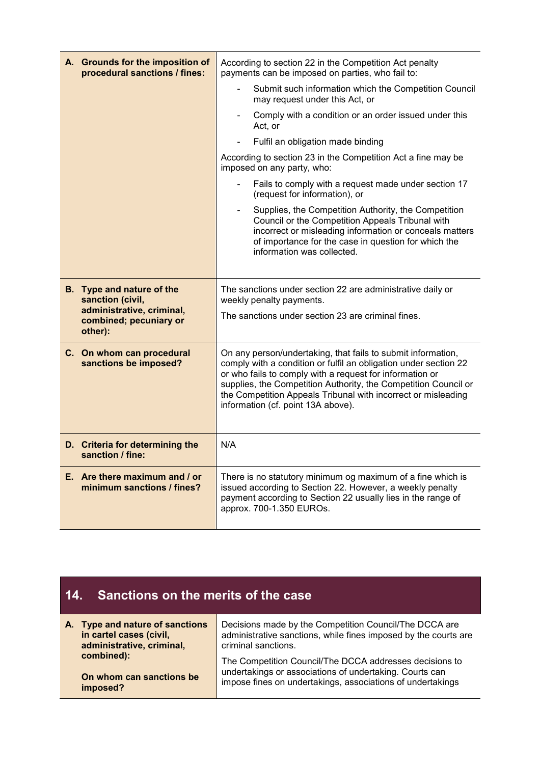| | |
|---|---|
| **A. Grounds for the imposition of procedural sanctions / fines:** | According to section 22 in the Competition Act penalty payments can be imposed on parties, who fail to:<br>- Submit such information which the Competition Council may request under this Act, or<br>- Comply with a condition or an order issued under this Act, or<br>- Fulfil an obligation made binding<br><br>According to section 23 in the Competition Act a fine may be imposed on any party, who:<br>- Fails to comply with a request made under section 17 (request for information), or<br>- Supplies, the Competition Authority, the Competition Council or the Competition Appeals Tribunal with incorrect or misleading information or conceals matters of importance for the case in question for which the information was collected. |
| **B. Type and nature of the sanction (civil, administrative, criminal, combined; pecuniary or other):** | The sanctions under section 22 are administrative daily or weekly penalty payments.<br><br>The sanctions under section 23 are criminal fines. |
| **C. On whom can procedural sanctions be imposed?** | On any person/undertaking, that fails to submit information, comply with a condition or fulfil an obligation under section 22 or who fails to comply with a request for information or supplies, the Competition Authority, the Competition Council or the Competition Appeals Tribunal with incorrect or misleading information (cf. point 13A above). |
| **D. Criteria for determining the sanction / fine:** | N/A |
| **E. Are there maximum and / or minimum sanctions / fines?** | There is no statutory minimum og maximum of a fine which is issued according to Section 22. However, a weekly penalty payment according to Section 22 usually lies in the range of approx. 700-1.350 EUROs. |

## 14. Sanctions on the merits of the case

| | |
|---|---|
| **A. Type and nature of sanctions in cartel cases (civil, administrative, criminal, combined):**<br><br>**On whom can sanctions be imposed?** | Decisions made by the Competition Council/The DCCA are administrative sanctions, while fines imposed by the courts are criminal sanctions.<br><br>The Competition Council/The DCCA addresses decisions to undertakings or associations of undertaking. Courts can impose fines on undertakings, associations of undertakings |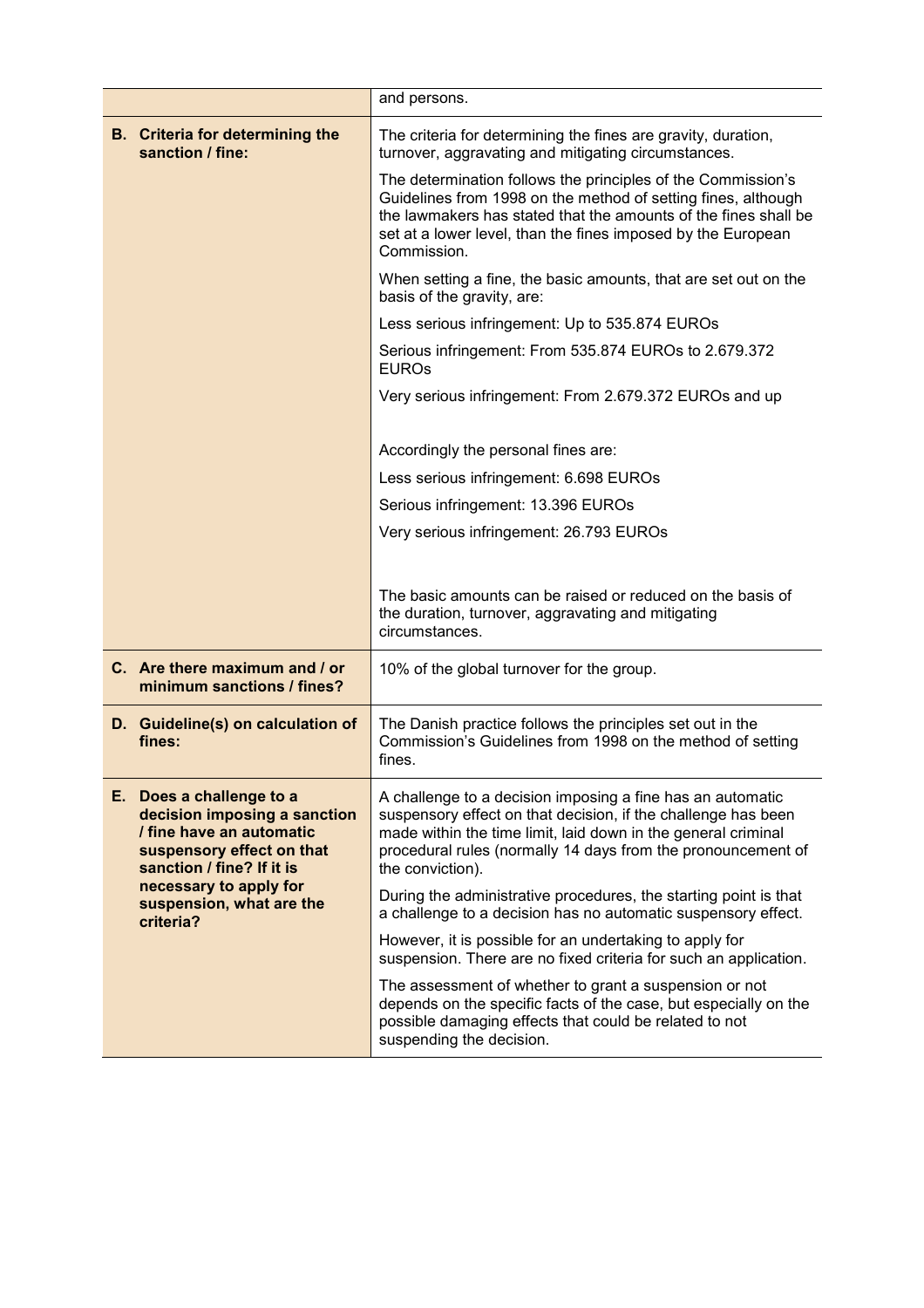| | |
|---|---|
| | and persons. |
| **B. Criteria for determining the sanction / fine:** | The criteria for determining the fines are gravity, duration, turnover, aggravating and mitigating circumstances.<br><br>The determination follows the principles of the Commission's Guidelines from 1998 on the method of setting fines, although the lawmakers has stated that the amounts of the fines shall be set at a lower level, than the fines imposed by the European Commission.<br><br>When setting a fine, the basic amounts, that are set out on the basis of the gravity, are:<br><br>Less serious infringement: Up to 535.874 EUROs<br><br>Serious infringement: From 535.874 EUROs to 2.679.372 EUROs<br><br>Very serious infringement: From 2.679.372 EUROs and up<br><br>Accordingly the personal fines are:<br><br>Less serious infringement: 6.698 EUROs<br><br>Serious infringement: 13.396 EUROs<br><br>Very serious infringement: 26.793 EUROs<br><br>The basic amounts can be raised or reduced on the basis of the duration, turnover, aggravating and mitigating circumstances. |
| **C. Are there maximum and / or minimum sanctions / fines?** | 10% of the global turnover for the group. |
| **D. Guideline(s) on calculation of fines:** | The Danish practice follows the principles set out in the Commission's Guidelines from 1998 on the method of setting fines. |
| **E. Does a challenge to a decision imposing a sanction / fine have an automatic suspensory effect on that sanction / fine? If it is necessary to apply for suspension, what are the criteria?** | A challenge to a decision imposing a fine has an automatic suspensory effect on that decision, if the challenge has been made within the time limit, laid down in the general criminal procedural rules (normally 14 days from the pronouncement of the conviction).<br><br>During the administrative procedures, the starting point is that a challenge to a decision has no automatic suspensory effect.<br><br>However, it is possible for an undertaking to apply for suspension. There are no fixed criteria for such an application.<br><br>The assessment of whether to grant a suspension or not depends on the specific facts of the case, but especially on the possible damaging effects that could be related to not suspending the decision. |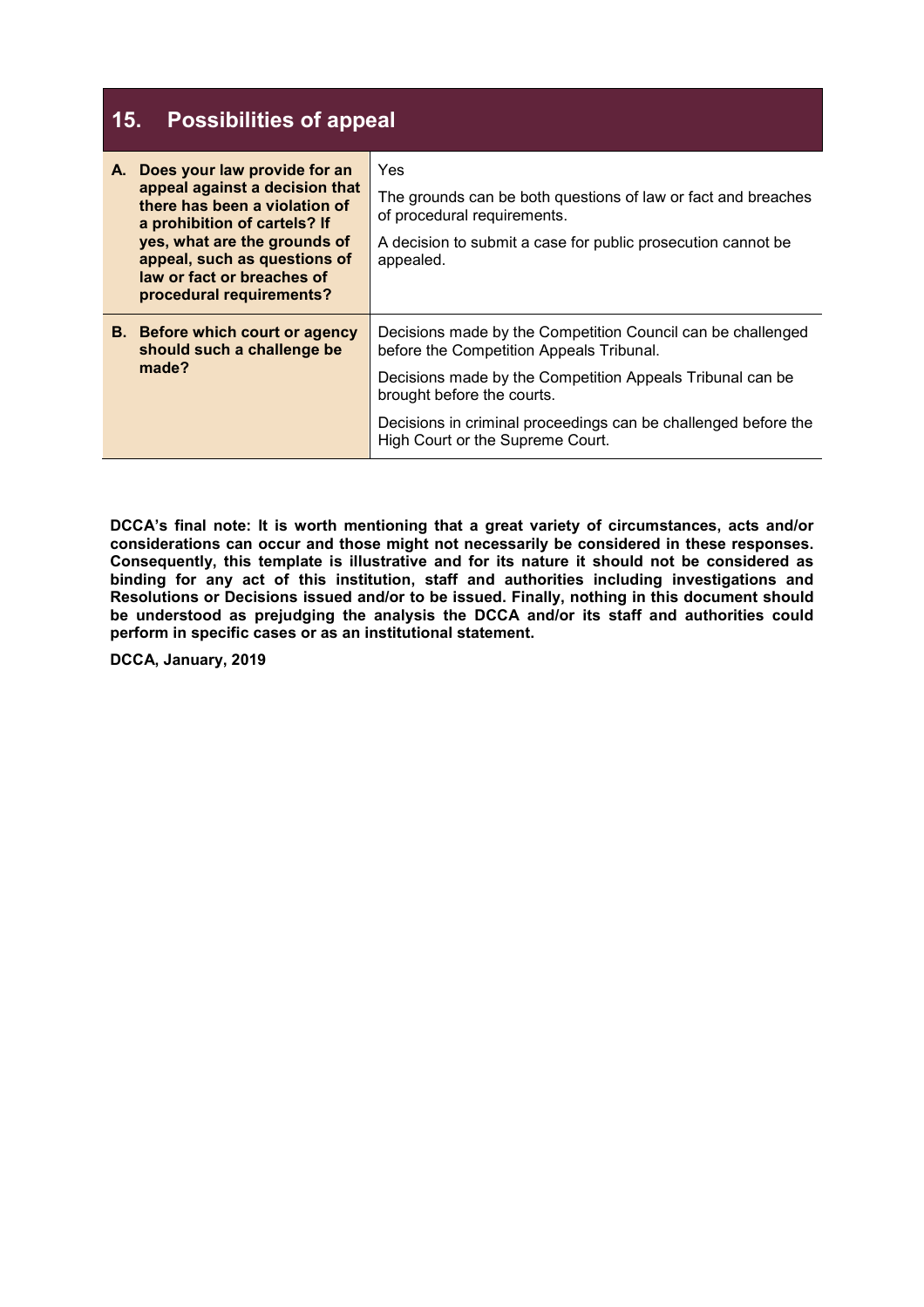## 15. Possibilities of appeal

| | |
|---|---|
| **A. Does your law provide for an appeal against a decision that there has been a violation of a prohibition of cartels? If yes, what are the grounds of appeal, such as questions of law or fact or breaches of procedural requirements?** | Yes<br><br>The grounds can be both questions of law or fact and breaches of procedural requirements.<br><br>A decision to submit a case for public prosecution cannot be appealed. |
| **B. Before which court or agency should such a challenge be made?** | Decisions made by the Competition Council can be challenged before the Competition Appeals Tribunal.<br><br>Decisions made by the Competition Appeals Tribunal can be brought before the courts.<br><br>Decisions in criminal proceedings can be challenged before the High Court or the Supreme Court. |

**DCCA's final note: It is worth mentioning that a great variety of circumstances, acts and/or considerations can occur and those might not necessarily be considered in these responses. Consequently, this template is illustrative and for its nature it should not be considered as binding for any act of this institution, staff and authorities including investigations and Resolutions or Decisions issued and/or to be issued. Finally, nothing in this document should be understood as prejudging the analysis the DCCA and/or its staff and authorities could perform in specific cases or as an institutional statement.**

**DCCA, January, 2019**